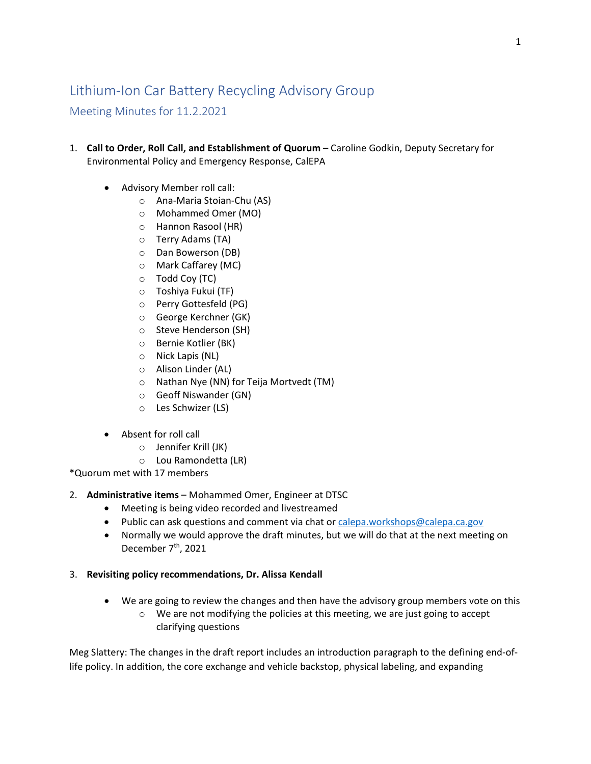// Lithium-Ion Car Battery Recycling Advisory Group

## Meeting Minutes for 11.2.2021

1. **Call to Order, Roll Call, and Establishment of Quorum** – Caroline Godkin, Deputy Secretary for Environmental Policy and Emergency Response, CalEPA

   - Advisory Member roll call:
     - Ana-Maria Stoian-Chu (AS)
     - Mohammed Omer (MO)
     - Hannon Rasool (HR)
     - Terry Adams (TA)
     - Dan Bowerson (DB)
     - Mark Caffarey (MC)
     - Todd Coy (TC)
     - Toshiya Fukui (TF)
     - Perry Gottesfeld (PG)
     - George Kerchner (GK)
     - Steve Henderson (SH)
     - Bernie Kotlier (BK)
     - Nick Lapis (NL)
     - Alison Linder (AL)
     - Nathan Nye (NN) for Teija Mortvedt (TM)
     - Geoff Niswander (GN)
     - Les Schwizer (LS)

   - Absent for roll call
     - Jennifer Krill (JK)
     - Lou Ramondetta (LR)

*Quorum met with 17 members

2. **Administrative items** – Mohammed Omer, Engineer at DTSC
   - Meeting is being video recorded and livestreamed
   - Public can ask questions and comment via chat or calepa.workshops@calepa.ca.gov
   - Normally we would approve the draft minutes, but we will do that at the next meeting on December 7th, 2021

3. **Revisiting policy recommendations, Dr. Alissa Kendall**

   - We are going to review the changes and then have the advisory group members vote on this
     - We are not modifying the policies at this meeting, we are just going to accept clarifying questions

Meg Slattery: The changes in the draft report includes an introduction paragraph to the defining end-of-life policy. In addition, the core exchange and vehicle backstop, physical labeling, and expanding

# Lithium-Ion Car Battery Recycling Advisory Group

## Meeting Minutes for 11.2.2021

1. **Call to Order, Roll Call, and Establishment of Quorum** – Caroline Godkin, Deputy Secretary for Environmental Policy and Emergency Response, CalEPA

   - Advisory Member roll call:
     - Ana-Maria Stoian-Chu (AS)
     - Mohammed Omer (MO)
     - Hannon Rasool (HR)
     - Terry Adams (TA)
     - Dan Bowerson (DB)
     - Mark Caffarey (MC)
     - Todd Coy (TC)
     - Toshiya Fukui (TF)
     - Perry Gottesfeld (PG)
     - George Kerchner (GK)
     - Steve Henderson (SH)
     - Bernie Kotlier (BK)
     - Nick Lapis (NL)
     - Alison Linder (AL)
     - Nathan Nye (NN) for Teija Mortvedt (TM)
     - Geoff Niswander (GN)
     - Les Schwizer (LS)

   - Absent for roll call
     - Jennifer Krill (JK)
     - Lou Ramondetta (LR)

*Quorum met with 17 members

2. **Administrative items** – Mohammed Omer, Engineer at DTSC
   - Meeting is being video recorded and livestreamed
   - Public can ask questions and comment via chat or calepa.workshops@calepa.ca.gov
   - Normally we would approve the draft minutes, but we will do that at the next meeting on December 7th, 2021

3. **Revisiting policy recommendations, Dr. Alissa Kendall**

   - We are going to review the changes and then have the advisory group members vote on this
     - We are not modifying the policies at this meeting, we are just going to accept clarifying questions

Meg Slattery: The changes in the draft report includes an introduction paragraph to the defining end-of-life policy. In addition, the core exchange and vehicle backstop, physical labeling, and expanding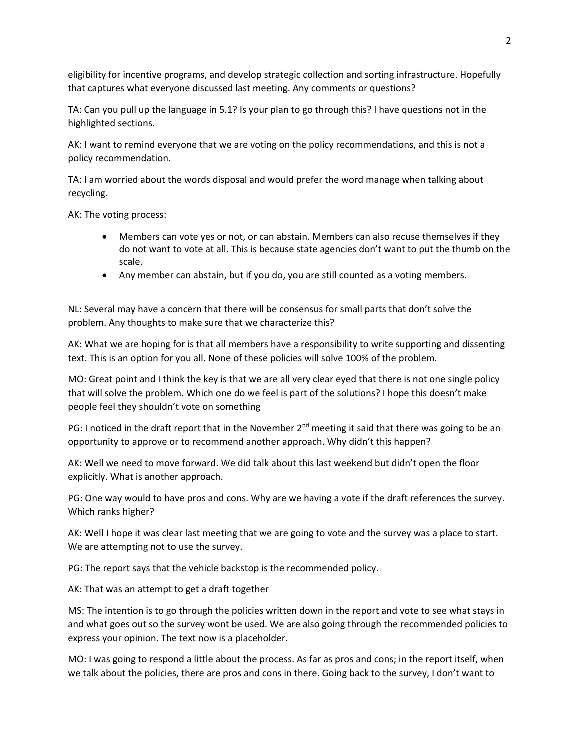eligibility for incentive programs, and develop strategic collection and sorting infrastructure. Hopefully that captures what everyone discussed last meeting. Any comments or questions?

TA: Can you pull up the language in 5.1? Is your plan to go through this? I have questions not in the highlighted sections.

AK: I want to remind everyone that we are voting on the policy recommendations, and this is not a policy recommendation.

TA: I am worried about the words disposal and would prefer the word manage when talking about recycling.

AK: The voting process:

- Members can vote yes or not, or can abstain. Members can also recuse themselves if they do not want to vote at all. This is because state agencies don't want to put the thumb on the scale.
- Any member can abstain, but if you do, you are still counted as a voting members.

NL: Several may have a concern that there will be consensus for small parts that don't solve the problem. Any thoughts to make sure that we characterize this?

AK: What we are hoping for is that all members have a responsibility to write supporting and dissenting text. This is an option for you all. None of these policies will solve 100% of the problem.

MO: Great point and I think the key is that we are all very clear eyed that there is not one single policy that will solve the problem. Which one do we feel is part of the solutions? I hope this doesn't make people feel they shouldn't vote on something

PG: I noticed in the draft report that in the November 2nd meeting it said that there was going to be an opportunity to approve or to recommend another approach. Why didn't this happen?

AK: Well we need to move forward. We did talk about this last weekend but didn't open the floor explicitly. What is another approach.

PG: One way would to have pros and cons. Why are we having a vote if the draft references the survey. Which ranks higher?

AK: Well I hope it was clear last meeting that we are going to vote and the survey was a place to start. We are attempting not to use the survey.

PG: The report says that the vehicle backstop is the recommended policy.

AK: That was an attempt to get a draft together

MS: The intention is to go through the policies written down in the report and vote to see what stays in and what goes out so the survey wont be used. We are also going through the recommended policies to express your opinion. The text now is a placeholder.

MO: I was going to respond a little about the process. As far as pros and cons; in the report itself, when we talk about the policies, there are pros and cons in there. Going back to the survey, I don't want to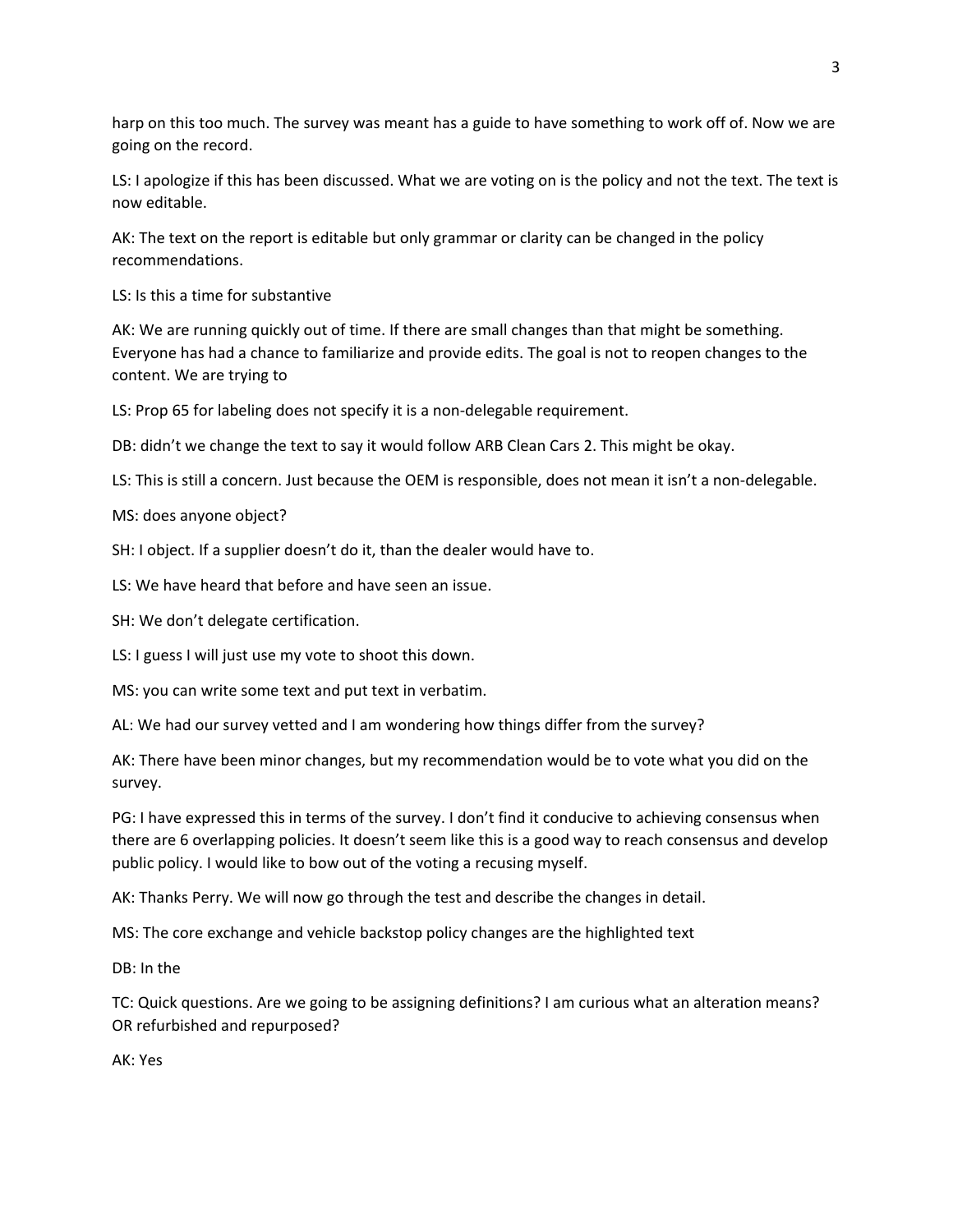harp on this too much. The survey was meant has a guide to have something to work off of. Now we are going on the record.

LS: I apologize if this has been discussed. What we are voting on is the policy and not the text. The text is now editable.

AK: The text on the report is editable but only grammar or clarity can be changed in the policy recommendations.

LS: Is this a time for substantive

AK: We are running quickly out of time. If there are small changes than that might be something. Everyone has had a chance to familiarize and provide edits. The goal is not to reopen changes to the content. We are trying to

LS: Prop 65 for labeling does not specify it is a non-delegable requirement.

DB: didn't we change the text to say it would follow ARB Clean Cars 2. This might be okay.

LS: This is still a concern. Just because the OEM is responsible, does not mean it isn't a non-delegable.

MS: does anyone object?

SH: I object. If a supplier doesn't do it, than the dealer would have to.

LS: We have heard that before and have seen an issue.

SH: We don't delegate certification.

LS: I guess I will just use my vote to shoot this down.

MS: you can write some text and put text in verbatim.

AL: We had our survey vetted and I am wondering how things differ from the survey?

AK: There have been minor changes, but my recommendation would be to vote what you did on the survey.

PG: I have expressed this in terms of the survey. I don't find it conducive to achieving consensus when there are 6 overlapping policies. It doesn't seem like this is a good way to reach consensus and develop public policy. I would like to bow out of the voting a recusing myself.

AK: Thanks Perry. We will now go through the test and describe the changes in detail.

MS: The core exchange and vehicle backstop policy changes are the highlighted text

DB: In the

TC: Quick questions. Are we going to be assigning definitions? I am curious what an alteration means? OR refurbished and repurposed?

AK: Yes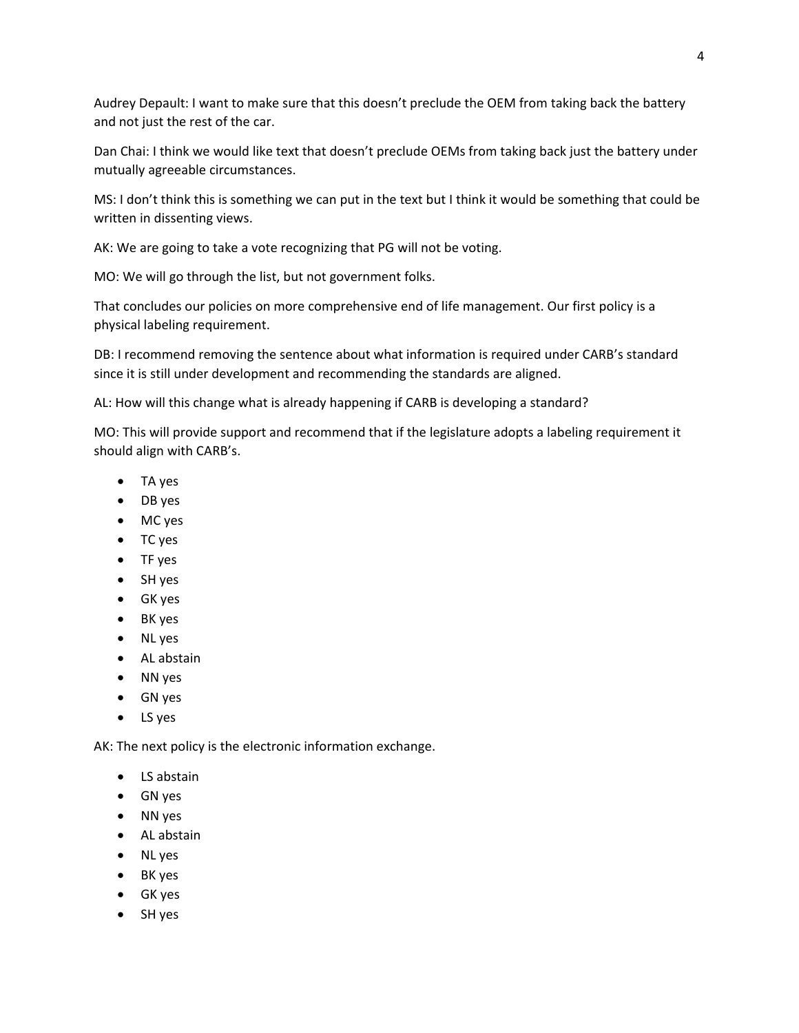Audrey Depault: I want to make sure that this doesn't preclude the OEM from taking back the battery and not just the rest of the car.

Dan Chai: I think we would like text that doesn't preclude OEMs from taking back just the battery under mutually agreeable circumstances.

MS: I don't think this is something we can put in the text but I think it would be something that could be written in dissenting views.

AK: We are going to take a vote recognizing that PG will not be voting.

MO: We will go through the list, but not government folks.

That concludes our policies on more comprehensive end of life management. Our first policy is a physical labeling requirement.

DB: I recommend removing the sentence about what information is required under CARB's standard since it is still under development and recommending the standards are aligned.

AL: How will this change what is already happening if CARB is developing a standard?

MO: This will provide support and recommend that if the legislature adopts a labeling requirement it should align with CARB's.

- TA yes
- DB yes
- MC yes
- TC yes
- TF yes
- SH yes
- GK yes
- BK yes
- NL yes
- AL abstain
- NN yes
- GN yes
- LS yes

AK: The next policy is the electronic information exchange.

- LS abstain
- GN yes
- NN yes
- AL abstain
- NL yes
- BK yes
- GK yes
- SH yes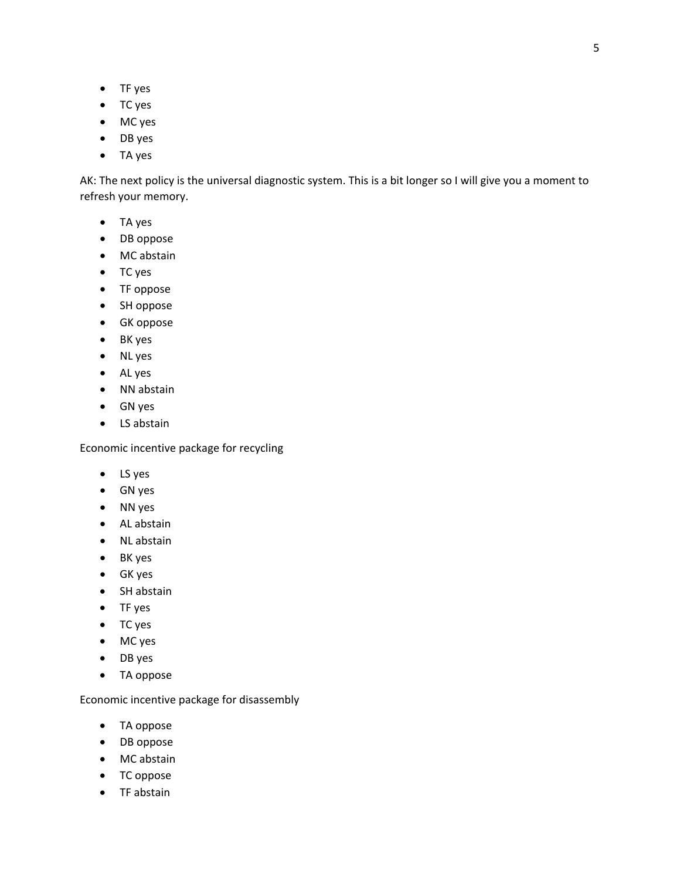- TF yes
- TC yes
- MC yes
- DB yes
- TA yes

AK: The next policy is the universal diagnostic system. This is a bit longer so I will give you a moment to refresh your memory.

- TA yes
- DB oppose
- MC abstain
- TC yes
- TF oppose
- SH oppose
- GK oppose
- BK yes
- NL yes
- AL yes
- NN abstain
- GN yes
- LS abstain

Economic incentive package for recycling

- LS yes
- GN yes
- NN yes
- AL abstain
- NL abstain
- BK yes
- GK yes
- SH abstain
- TF yes
- TC yes
- MC yes
- DB yes
- TA oppose

Economic incentive package for disassembly

- TA oppose
- DB oppose
- MC abstain
- TC oppose
- TF abstain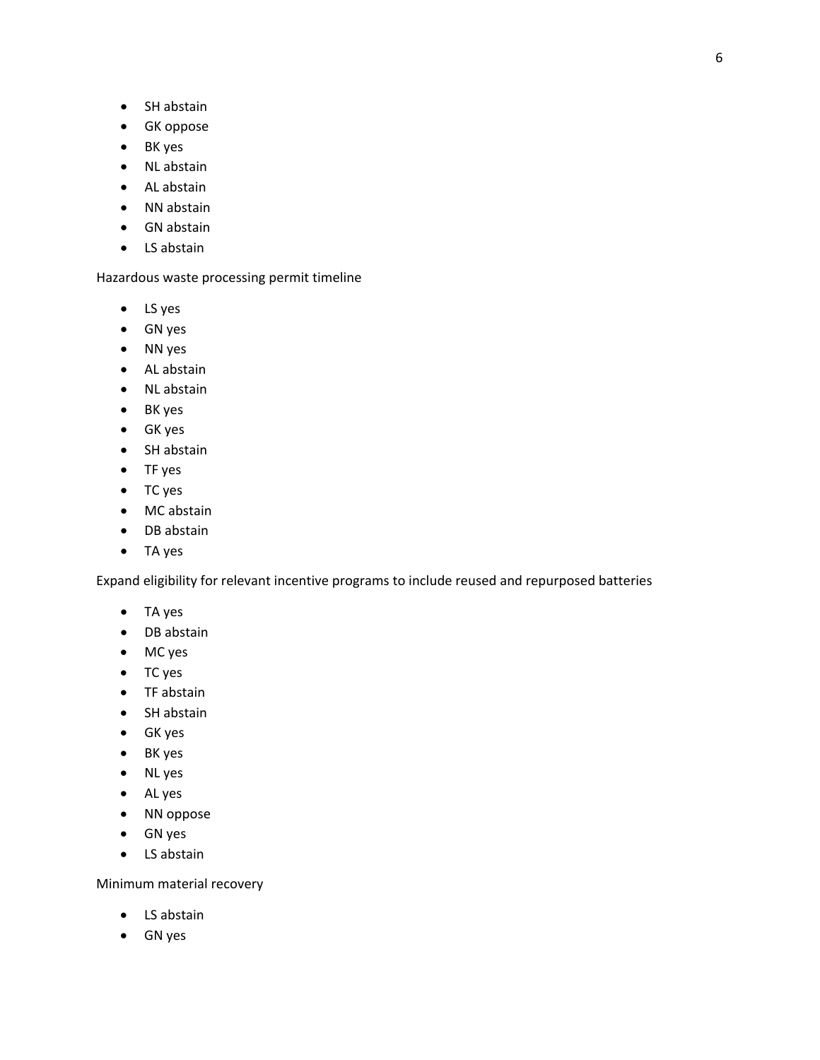- SH abstain
- GK oppose
- BK yes
- NL abstain
- AL abstain
- NN abstain
- GN abstain
- LS abstain

Hazardous waste processing permit timeline

- LS yes
- GN yes
- NN yes
- AL abstain
- NL abstain
- BK yes
- GK yes
- SH abstain
- TF yes
- TC yes
- MC abstain
- DB abstain
- TA yes

Expand eligibility for relevant incentive programs to include reused and repurposed batteries

- TA yes
- DB abstain
- MC yes
- TC yes
- TF abstain
- SH abstain
- GK yes
- BK yes
- NL yes
- AL yes
- NN oppose
- GN yes
- LS abstain

Minimum material recovery

- LS abstain
- GN yes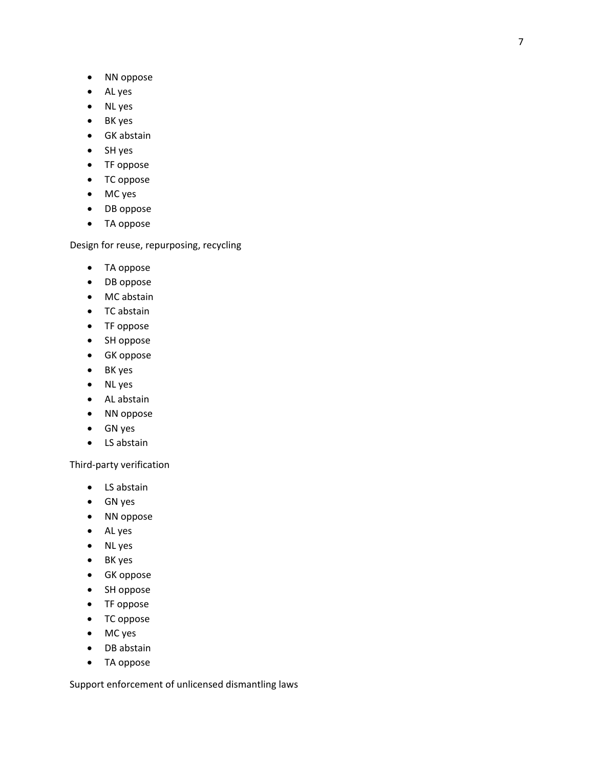- NN oppose
- AL yes
- NL yes
- BK yes
- GK abstain
- SH yes
- TF oppose
- TC oppose
- MC yes
- DB oppose
- TA oppose

Design for reuse, repurposing, recycling

- TA oppose
- DB oppose
- MC abstain
- TC abstain
- TF oppose
- SH oppose
- GK oppose
- BK yes
- NL yes
- AL abstain
- NN oppose
- GN yes
- LS abstain

Third-party verification

- LS abstain
- GN yes
- NN oppose
- AL yes
- NL yes
- BK yes
- GK oppose
- SH oppose
- TF oppose
- TC oppose
- MC yes
- DB abstain
- TA oppose

Support enforcement of unlicensed dismantling laws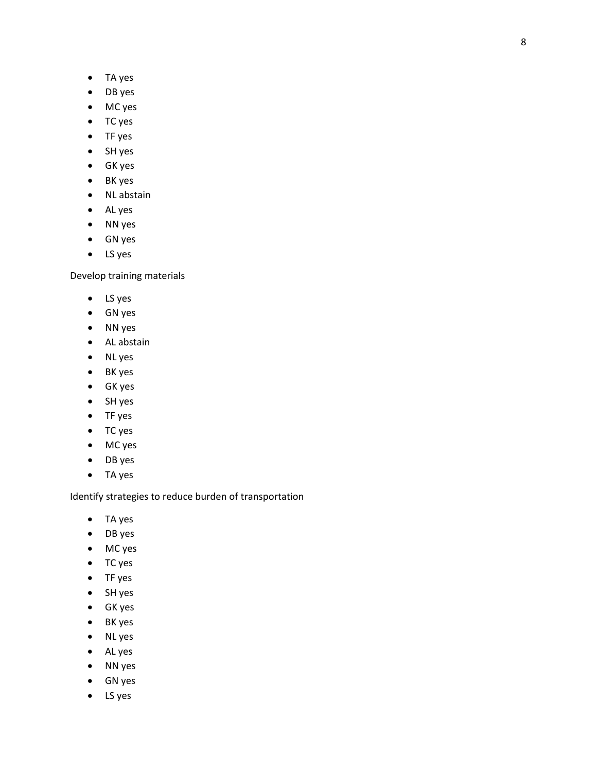- TA yes
- DB yes
- MC yes
- TC yes
- TF yes
- SH yes
- GK yes
- BK yes
- NL abstain
- AL yes
- NN yes
- GN yes
- LS yes

Develop training materials

- LS yes
- GN yes
- NN yes
- AL abstain
- NL yes
- BK yes
- GK yes
- SH yes
- TF yes
- TC yes
- MC yes
- DB yes
- TA yes

Identify strategies to reduce burden of transportation

- TA yes
- DB yes
- MC yes
- TC yes
- TF yes
- SH yes
- GK yes
- BK yes
- NL yes
- AL yes
- NN yes
- GN yes
- LS yes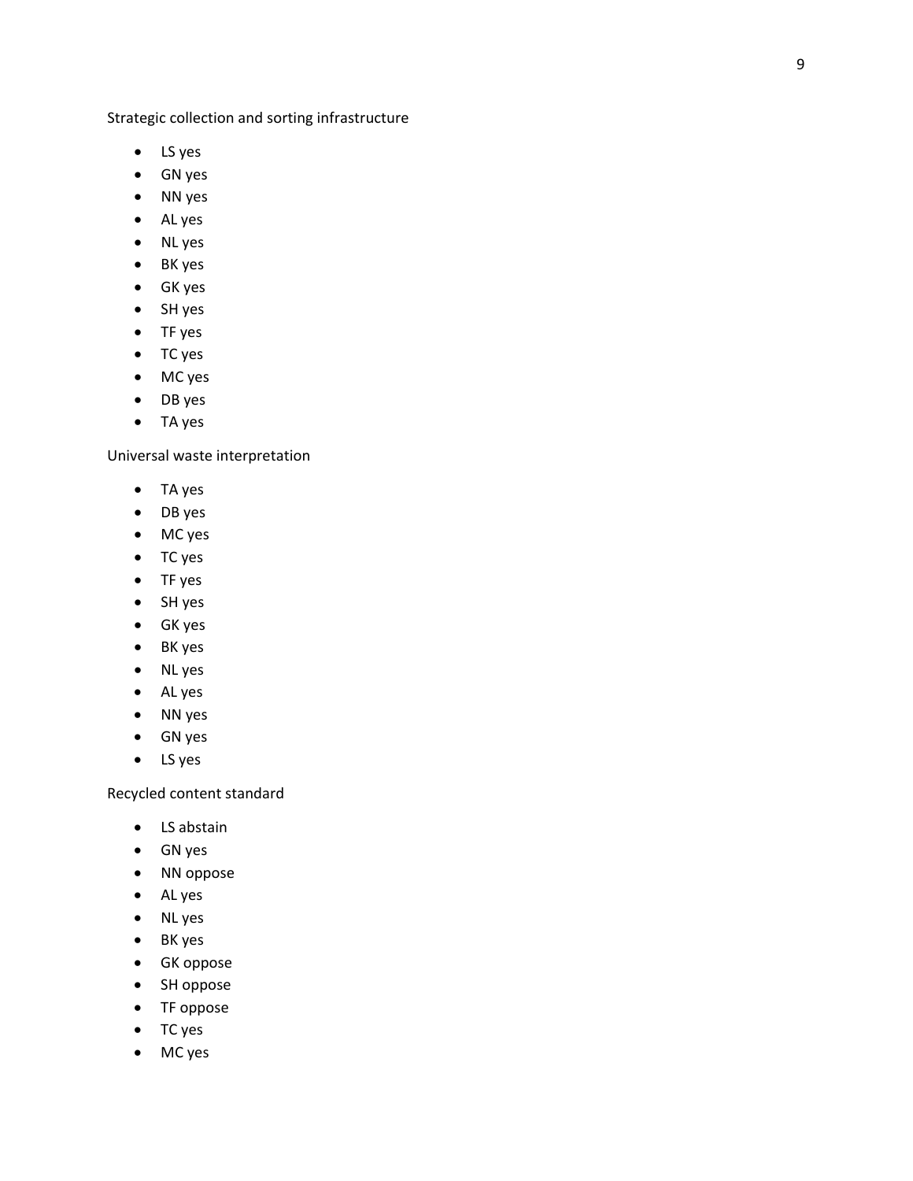Strategic collection and sorting infrastructure

- LS yes
- GN yes
- NN yes
- AL yes
- NL yes
- BK yes
- GK yes
- SH yes
- TF yes
- TC yes
- MC yes
- DB yes
- TA yes

Universal waste interpretation

- TA yes
- DB yes
- MC yes
- TC yes
- TF yes
- SH yes
- GK yes
- BK yes
- NL yes
- AL yes
- NN yes
- GN yes
- LS yes

Recycled content standard

- LS abstain
- GN yes
- NN oppose
- AL yes
- NL yes
- BK yes
- GK oppose
- SH oppose
- TF oppose
- TC yes
- MC yes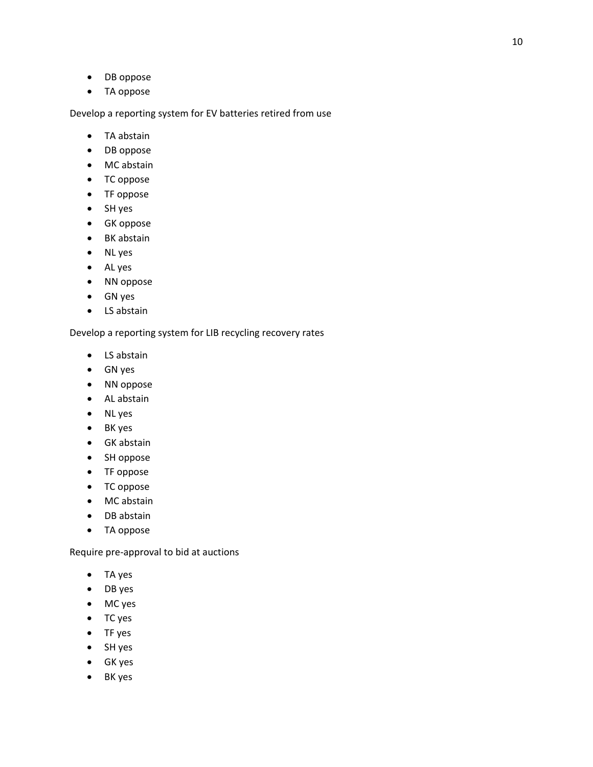- DB oppose
- TA oppose

Develop a reporting system for EV batteries retired from use

- TA abstain
- DB oppose
- MC abstain
- TC oppose
- TF oppose
- SH yes
- GK oppose
- BK abstain
- NL yes
- AL yes
- NN oppose
- GN yes
- LS abstain

Develop a reporting system for LIB recycling recovery rates

- LS abstain
- GN yes
- NN oppose
- AL abstain
- NL yes
- BK yes
- GK abstain
- SH oppose
- TF oppose
- TC oppose
- MC abstain
- DB abstain
- TA oppose

Require pre-approval to bid at auctions

- TA yes
- DB yes
- MC yes
- TC yes
- TF yes
- SH yes
- GK yes
- BK yes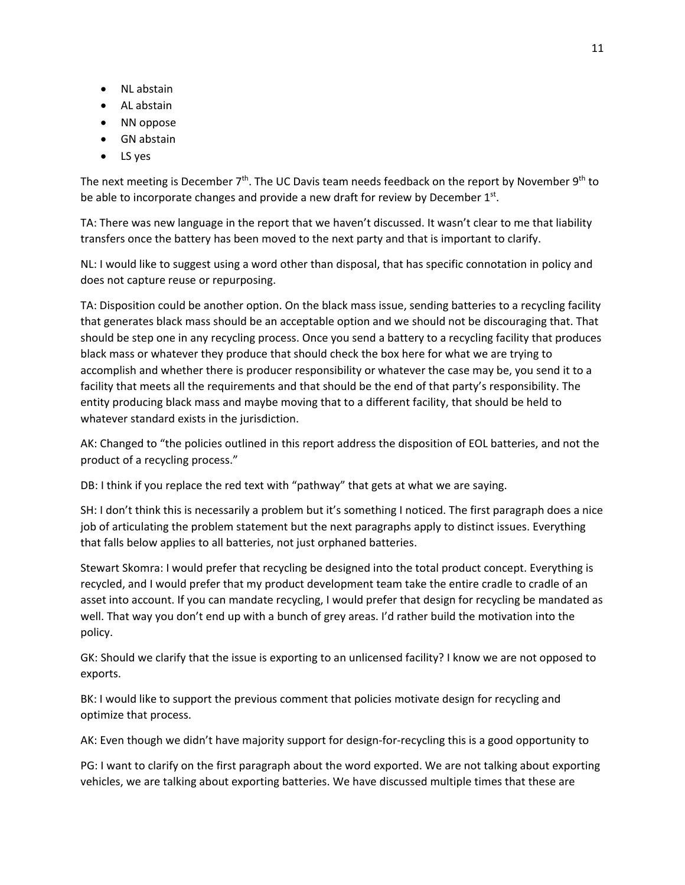- NL abstain
- AL abstain
- NN oppose
- GN abstain
- LS yes

The next meeting is December 7th. The UC Davis team needs feedback on the report by November 9th to be able to incorporate changes and provide a new draft for review by December 1st.

TA: There was new language in the report that we haven't discussed. It wasn't clear to me that liability transfers once the battery has been moved to the next party and that is important to clarify.

NL: I would like to suggest using a word other than disposal, that has specific connotation in policy and does not capture reuse or repurposing.

TA: Disposition could be another option. On the black mass issue, sending batteries to a recycling facility that generates black mass should be an acceptable option and we should not be discouraging that. That should be step one in any recycling process. Once you send a battery to a recycling facility that produces black mass or whatever they produce that should check the box here for what we are trying to accomplish and whether there is producer responsibility or whatever the case may be, you send it to a facility that meets all the requirements and that should be the end of that party's responsibility. The entity producing black mass and maybe moving that to a different facility, that should be held to whatever standard exists in the jurisdiction.

AK: Changed to "the policies outlined in this report address the disposition of EOL batteries, and not the product of a recycling process."

DB: I think if you replace the red text with "pathway" that gets at what we are saying.

SH: I don't think this is necessarily a problem but it's something I noticed. The first paragraph does a nice job of articulating the problem statement but the next paragraphs apply to distinct issues. Everything that falls below applies to all batteries, not just orphaned batteries.

Stewart Skomra: I would prefer that recycling be designed into the total product concept. Everything is recycled, and I would prefer that my product development team take the entire cradle to cradle of an asset into account. If you can mandate recycling, I would prefer that design for recycling be mandated as well. That way you don't end up with a bunch of grey areas. I'd rather build the motivation into the policy.

GK: Should we clarify that the issue is exporting to an unlicensed facility? I know we are not opposed to exports.

BK: I would like to support the previous comment that policies motivate design for recycling and optimize that process.

AK: Even though we didn't have majority support for design-for-recycling this is a good opportunity to

PG: I want to clarify on the first paragraph about the word exported. We are not talking about exporting vehicles, we are talking about exporting batteries. We have discussed multiple times that these are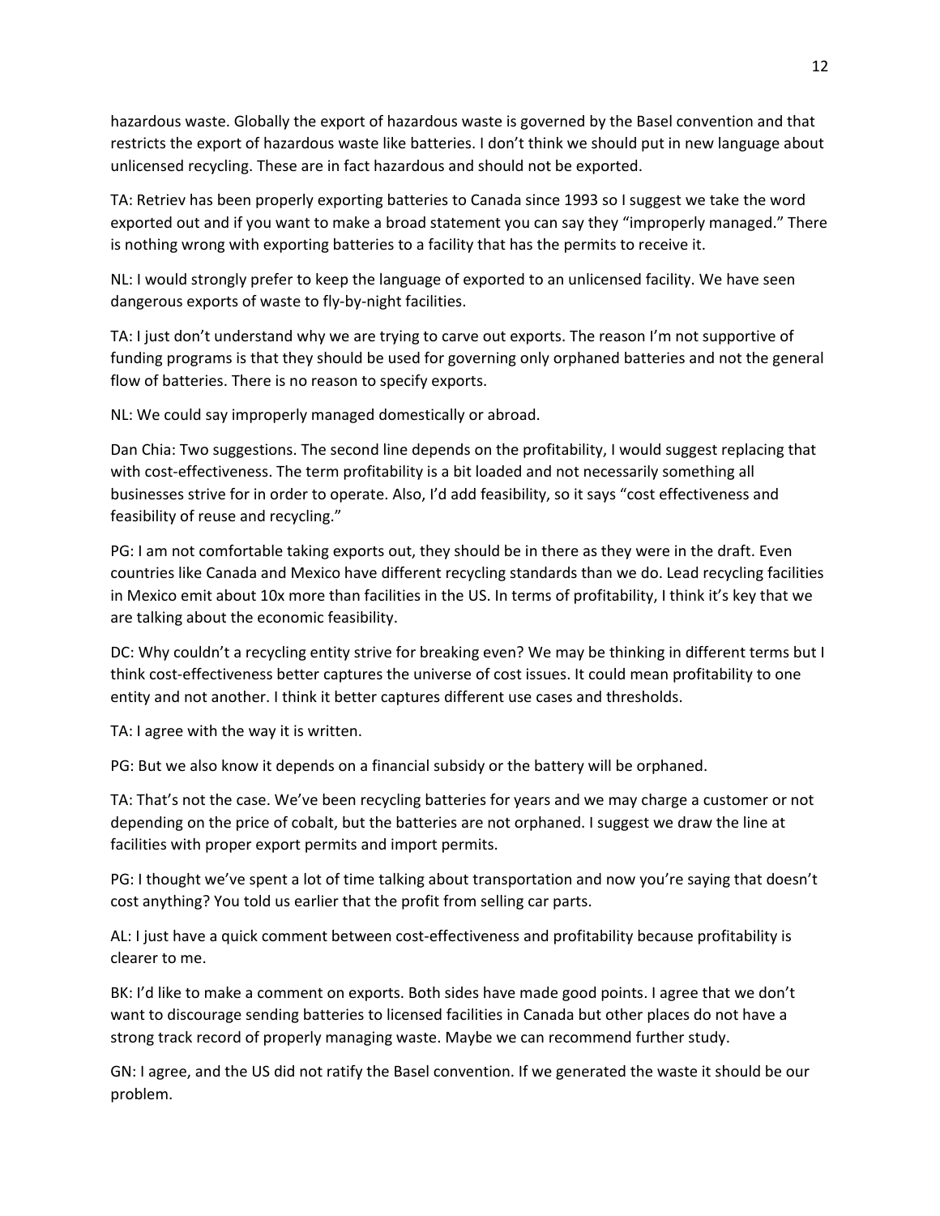hazardous waste. Globally the export of hazardous waste is governed by the Basel convention and that restricts the export of hazardous waste like batteries. I don't think we should put in new language about unlicensed recycling. These are in fact hazardous and should not be exported.

TA: Retriev has been properly exporting batteries to Canada since 1993 so I suggest we take the word exported out and if you want to make a broad statement you can say they "improperly managed." There is nothing wrong with exporting batteries to a facility that has the permits to receive it.

NL: I would strongly prefer to keep the language of exported to an unlicensed facility. We have seen dangerous exports of waste to fly-by-night facilities.

TA: I just don't understand why we are trying to carve out exports. The reason I'm not supportive of funding programs is that they should be used for governing only orphaned batteries and not the general flow of batteries. There is no reason to specify exports.

NL: We could say improperly managed domestically or abroad.

Dan Chia: Two suggestions. The second line depends on the profitability, I would suggest replacing that with cost-effectiveness. The term profitability is a bit loaded and not necessarily something all businesses strive for in order to operate. Also, I'd add feasibility, so it says "cost effectiveness and feasibility of reuse and recycling."

PG: I am not comfortable taking exports out, they should be in there as they were in the draft. Even countries like Canada and Mexico have different recycling standards than we do. Lead recycling facilities in Mexico emit about 10x more than facilities in the US. In terms of profitability, I think it's key that we are talking about the economic feasibility.

DC: Why couldn't a recycling entity strive for breaking even? We may be thinking in different terms but I think cost-effectiveness better captures the universe of cost issues. It could mean profitability to one entity and not another. I think it better captures different use cases and thresholds.

TA: I agree with the way it is written.

PG: But we also know it depends on a financial subsidy or the battery will be orphaned.

TA: That's not the case. We've been recycling batteries for years and we may charge a customer or not depending on the price of cobalt, but the batteries are not orphaned. I suggest we draw the line at facilities with proper export permits and import permits.

PG: I thought we've spent a lot of time talking about transportation and now you're saying that doesn't cost anything? You told us earlier that the profit from selling car parts.

AL: I just have a quick comment between cost-effectiveness and profitability because profitability is clearer to me.

BK: I'd like to make a comment on exports. Both sides have made good points. I agree that we don't want to discourage sending batteries to licensed facilities in Canada but other places do not have a strong track record of properly managing waste. Maybe we can recommend further study.

GN: I agree, and the US did not ratify the Basel convention. If we generated the waste it should be our problem.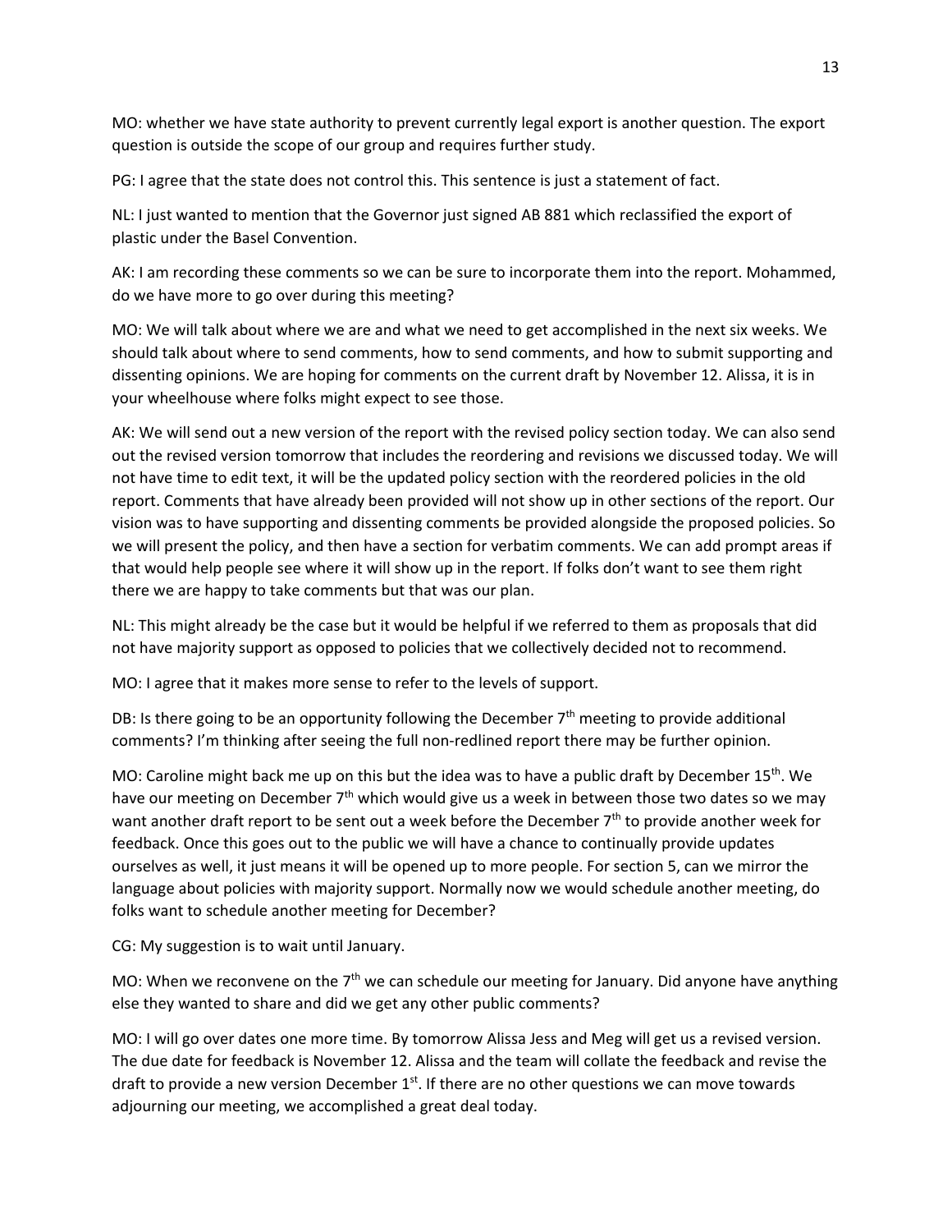MO: whether we have state authority to prevent currently legal export is another question. The export question is outside the scope of our group and requires further study.

PG: I agree that the state does not control this. This sentence is just a statement of fact.

NL: I just wanted to mention that the Governor just signed AB 881 which reclassified the export of plastic under the Basel Convention.

AK: I am recording these comments so we can be sure to incorporate them into the report. Mohammed, do we have more to go over during this meeting?

MO: We will talk about where we are and what we need to get accomplished in the next six weeks. We should talk about where to send comments, how to send comments, and how to submit supporting and dissenting opinions. We are hoping for comments on the current draft by November 12. Alissa, it is in your wheelhouse where folks might expect to see those.

AK: We will send out a new version of the report with the revised policy section today. We can also send out the revised version tomorrow that includes the reordering and revisions we discussed today. We will not have time to edit text, it will be the updated policy section with the reordered policies in the old report. Comments that have already been provided will not show up in other sections of the report. Our vision was to have supporting and dissenting comments be provided alongside the proposed policies. So we will present the policy, and then have a section for verbatim comments. We can add prompt areas if that would help people see where it will show up in the report. If folks don't want to see them right there we are happy to take comments but that was our plan.

NL: This might already be the case but it would be helpful if we referred to them as proposals that did not have majority support as opposed to policies that we collectively decided not to recommend.

MO: I agree that it makes more sense to refer to the levels of support.

DB: Is there going to be an opportunity following the December 7th meeting to provide additional comments? I'm thinking after seeing the full non-redlined report there may be further opinion.

MO: Caroline might back me up on this but the idea was to have a public draft by December 15th. We have our meeting on December 7th which would give us a week in between those two dates so we may want another draft report to be sent out a week before the December 7th to provide another week for feedback. Once this goes out to the public we will have a chance to continually provide updates ourselves as well, it just means it will be opened up to more people. For section 5, can we mirror the language about policies with majority support. Normally now we would schedule another meeting, do folks want to schedule another meeting for December?

CG: My suggestion is to wait until January.

MO: When we reconvene on the 7th we can schedule our meeting for January. Did anyone have anything else they wanted to share and did we get any other public comments?

MO: I will go over dates one more time. By tomorrow Alissa Jess and Meg will get us a revised version. The due date for feedback is November 12. Alissa and the team will collate the feedback and revise the draft to provide a new version December 1st. If there are no other questions we can move towards adjourning our meeting, we accomplished a great deal today.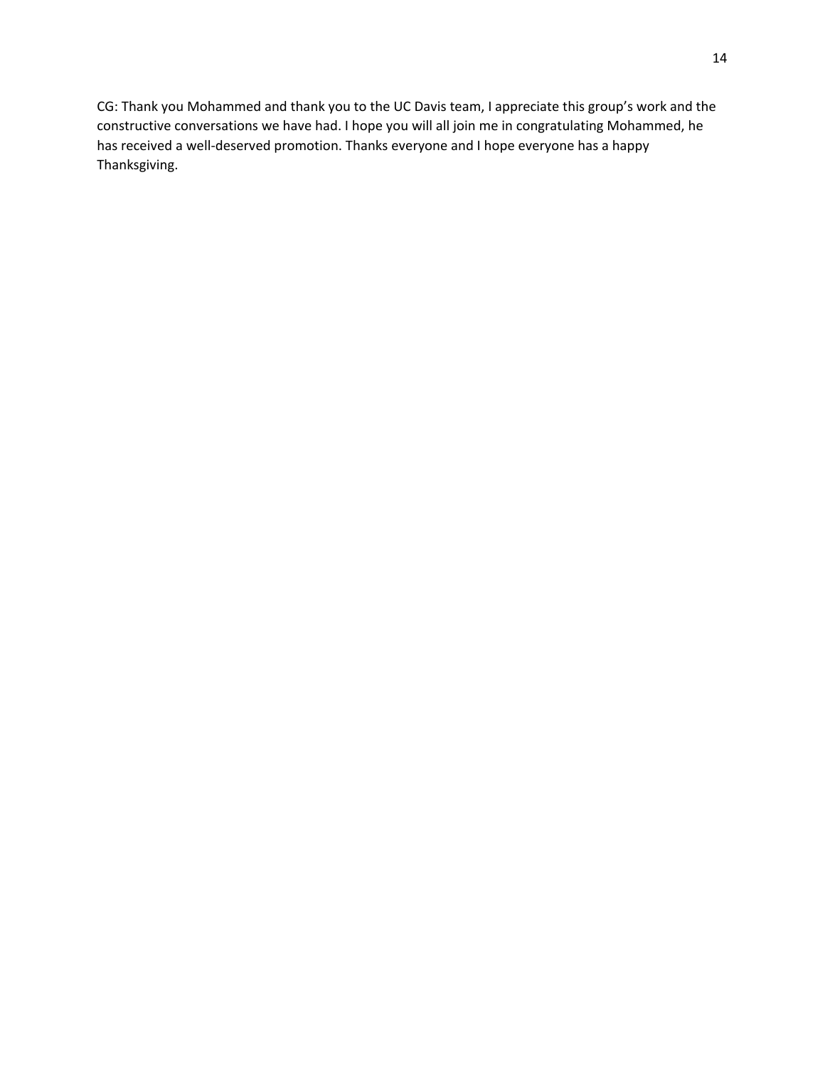CG: Thank you Mohammed and thank you to the UC Davis team, I appreciate this group's work and the constructive conversations we have had. I hope you will all join me in congratulating Mohammed, he has received a well-deserved promotion. Thanks everyone and I hope everyone has a happy Thanksgiving.